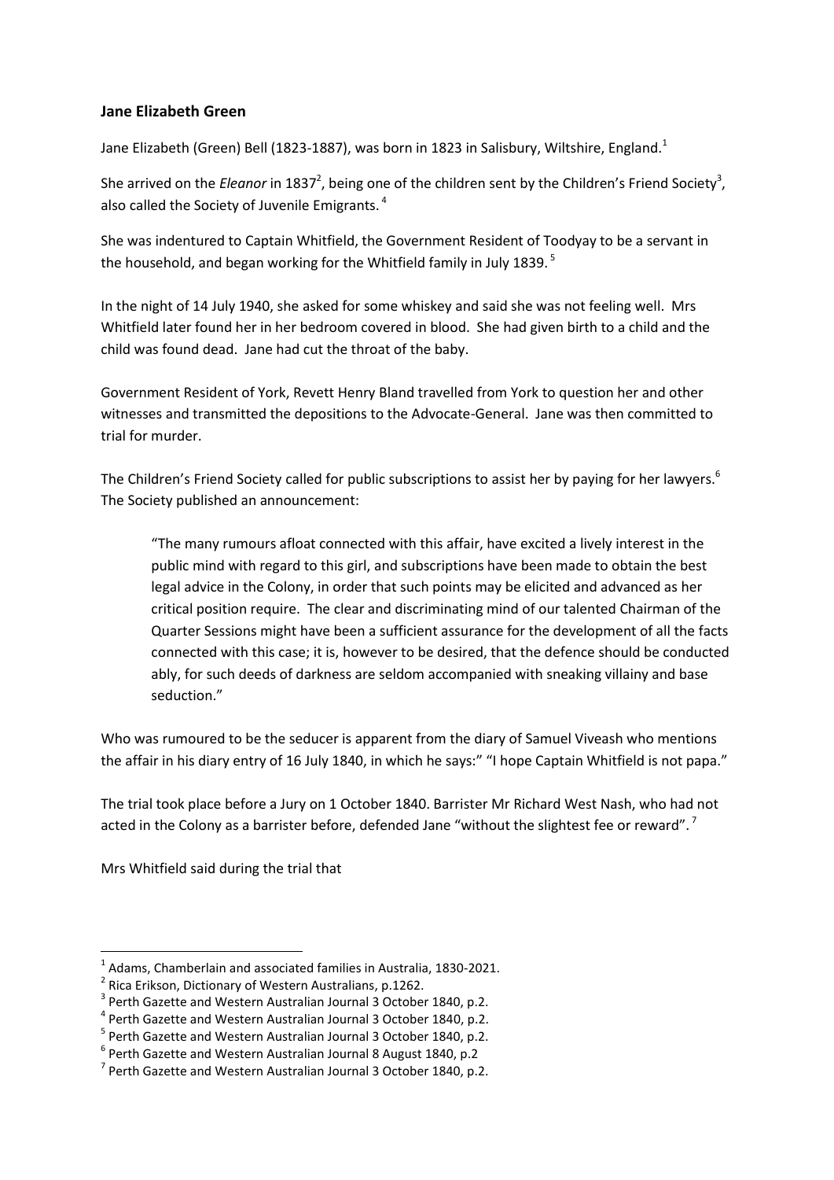**Jane Elizabeth Green**

Jane Elizabeth (Green) Bell (1823-1887), was born in 1823 in Salisbury, Wiltshire, England.[1]

She arrived on the *Eleanor* in 1837[2], being one of the children sent by the Children's Friend Society[3], also called the Society of Juvenile Emigrants.[4]

She was indentured to Captain Whitfield, the Government Resident of Toodyay to be a servant in the household, and began working for the Whitfield family in July 1839.[5]

In the night of 14 July 1940, she asked for some whiskey and said she was not feeling well. Mrs Whitfield later found her in her bedroom covered in blood. She had given birth to a child and the child was found dead. Jane had cut the throat of the baby.

Government Resident of York, Revett Henry Bland travelled from York to question her and other witnesses and transmitted the depositions to the Advocate-General. Jane was then committed to trial for murder.

The Children's Friend Society called for public subscriptions to assist her by paying for her lawyers.[6] The Society published an announcement:

> "The many rumours afloat connected with this affair, have excited a lively interest in the public mind with regard to this girl, and subscriptions have been made to obtain the best legal advice in the Colony, in order that such points may be elicited and advanced as her critical position require. The clear and discriminating mind of our talented Chairman of the Quarter Sessions might have been a sufficient assurance for the development of all the facts connected with this case; it is, however to be desired, that the defence should be conducted ably, for such deeds of darkness are seldom accompanied with sneaking villainy and base seduction."

Who was rumoured to be the seducer is apparent from the diary of Samuel Viveash who mentions the affair in his diary entry of 16 July 1840, in which he says:" "I hope Captain Whitfield is not papa."

The trial took place before a Jury on 1 October 1840. Barrister Mr Richard West Nash, who had not acted in the Colony as a barrister before, defended Jane "without the slightest fee or reward".[7]

Mrs Whitfield said during the trial that

---

[1] Adams, Chamberlain and associated families in Australia, 1830-2021.

[2] Rica Erikson, Dictionary of Western Australians, p.1262.

[3] Perth Gazette and Western Australian Journal 3 October 1840, p.2.

[4] Perth Gazette and Western Australian Journal 3 October 1840, p.2.

[5] Perth Gazette and Western Australian Journal 3 October 1840, p.2.

[6] Perth Gazette and Western Australian Journal 8 August 1840, p.2

[7] Perth Gazette and Western Australian Journal 3 October 1840, p.2.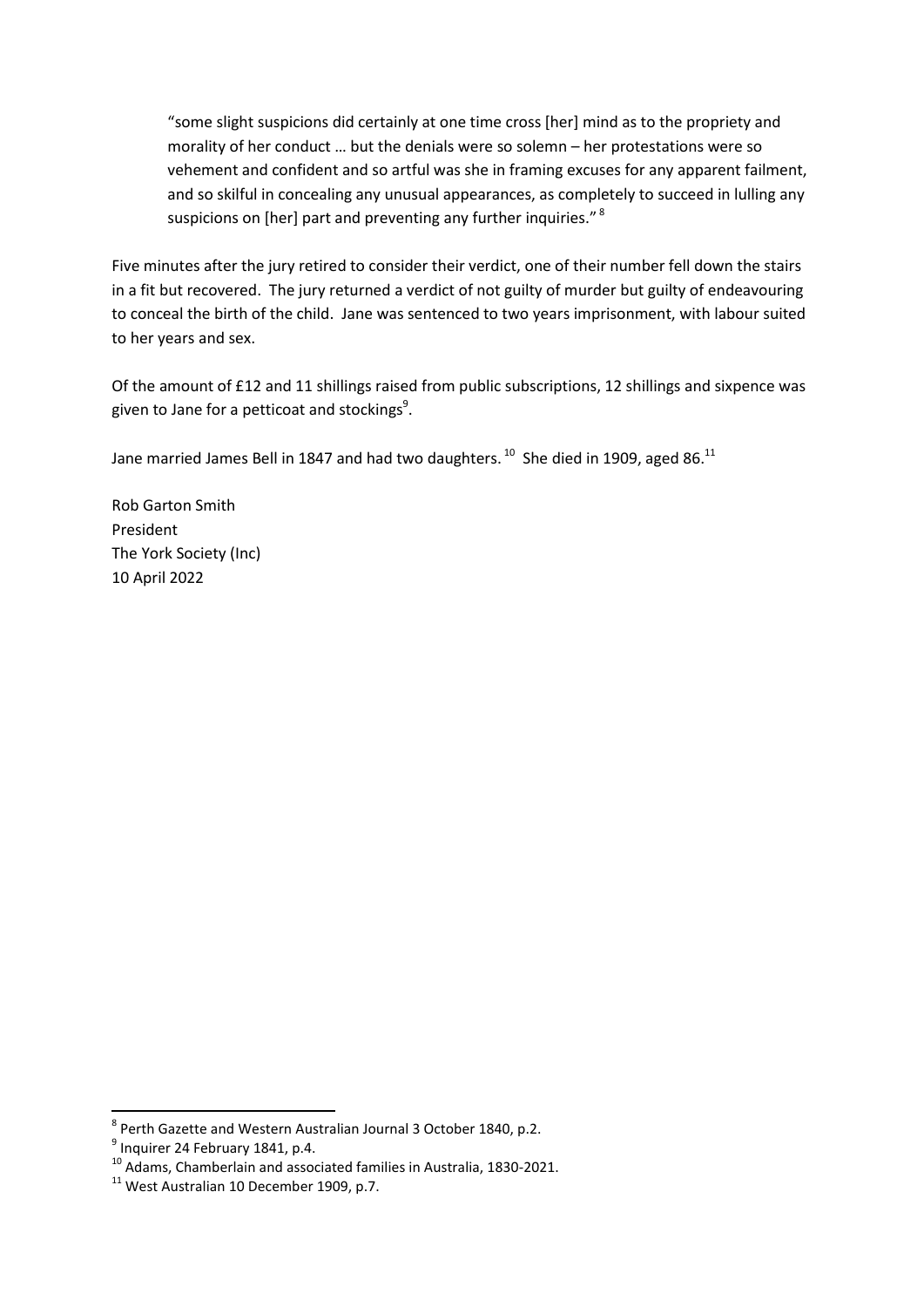> "some slight suspicions did certainly at one time cross [her] mind as to the propriety and morality of her conduct … but the denials were so solemn – her protestations were so vehement and confident and so artful was she in framing excuses for any apparent failment, and so skilful in concealing any unusual appearances, as completely to succeed in lulling any suspicions on [her] part and preventing any further inquiries." [8]

Five minutes after the jury retired to consider their verdict, one of their number fell down the stairs in a fit but recovered. The jury returned a verdict of not guilty of murder but guilty of endeavouring to conceal the birth of the child. Jane was sentenced to two years imprisonment, with labour suited to her years and sex.

Of the amount of £12 and 11 shillings raised from public subscriptions, 12 shillings and sixpence was given to Jane for a petticoat and stockings[9].

Jane married James Bell in 1847 and had two daughters. [10] She died in 1909, aged 86.[11]

Rob Garton Smith
President
The York Society (Inc)
10 April 2022

---

[8] Perth Gazette and Western Australian Journal 3 October 1840, p.2.
[9] Inquirer 24 February 1841, p.4.
[10] Adams, Chamberlain and associated families in Australia, 1830-2021.
[11] West Australian 10 December 1909, p.7.